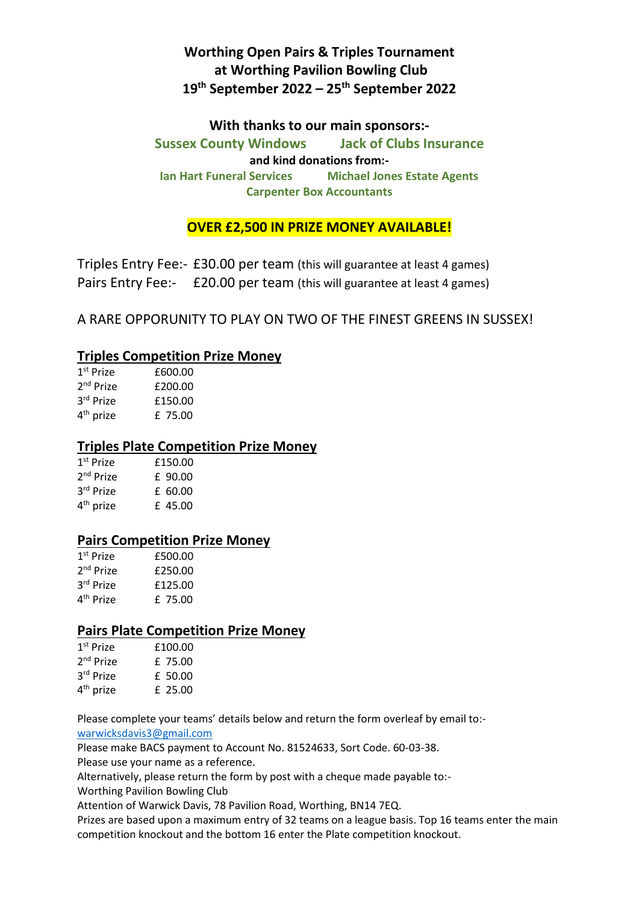# Worthing Open Pairs & Triples Tournament at Worthing Pavilion Bowling Club
## 19th September 2022 – 25th September 2022

**With thanks to our main sponsors:-**

**Sussex County Windows** **Jack of Clubs Insurance**

**and kind donations from:-**

**Ian Hart Funeral Services** **Michael Jones Estate Agents**

**Carpenter Box Accountants**

**OVER £2,500 IN PRIZE MONEY AVAILABLE!**

Triples Entry Fee:- £30.00 per team (this will guarantee at least 4 games)

Pairs Entry Fee:- £20.00 per team (this will guarantee at least 4 games)

A RARE OPPORUNITY TO PLAY ON TWO OF THE FINEST GREENS IN SUSSEX!

## Triples Competition Prize Money

| | |
|---|---|
| 1st Prize | £600.00 |
| 2nd Prize | £200.00 |
| 3rd Prize | £150.00 |
| 4th prize | £ 75.00 |

## Triples Plate Competition Prize Money

| | |
|---|---|
| 1st Prize | £150.00 |
| 2nd Prize | £ 90.00 |
| 3rd Prize | £ 60.00 |
| 4th prize | £ 45.00 |

## Pairs Competition Prize Money

| | |
|---|---|
| 1st Prize | £500.00 |
| 2nd Prize | £250.00 |
| 3rd Prize | £125.00 |
| 4th Prize | £ 75.00 |

## Pairs Plate Competition Prize Money

| | |
|---|---|
| 1st Prize | £100.00 |
| 2nd Prize | £ 75.00 |
| 3rd Prize | £ 50.00 |
| 4th prize | £ 25.00 |

Please complete your teams' details below and return the form overleaf by email to:-
warwicksdavis3@gmail.com

Please make BACS payment to Account No. 81524633, Sort Code. 60-03-38.

Please use your name as a reference.

Alternatively, please return the form by post with a cheque made payable to:-

Worthing Pavilion Bowling Club

Attention of Warwick Davis, 78 Pavilion Road, Worthing, BN14 7EQ.

Prizes are based upon a maximum entry of 32 teams on a league basis. Top 16 teams enter the main competition knockout and the bottom 16 enter the Plate competition knockout.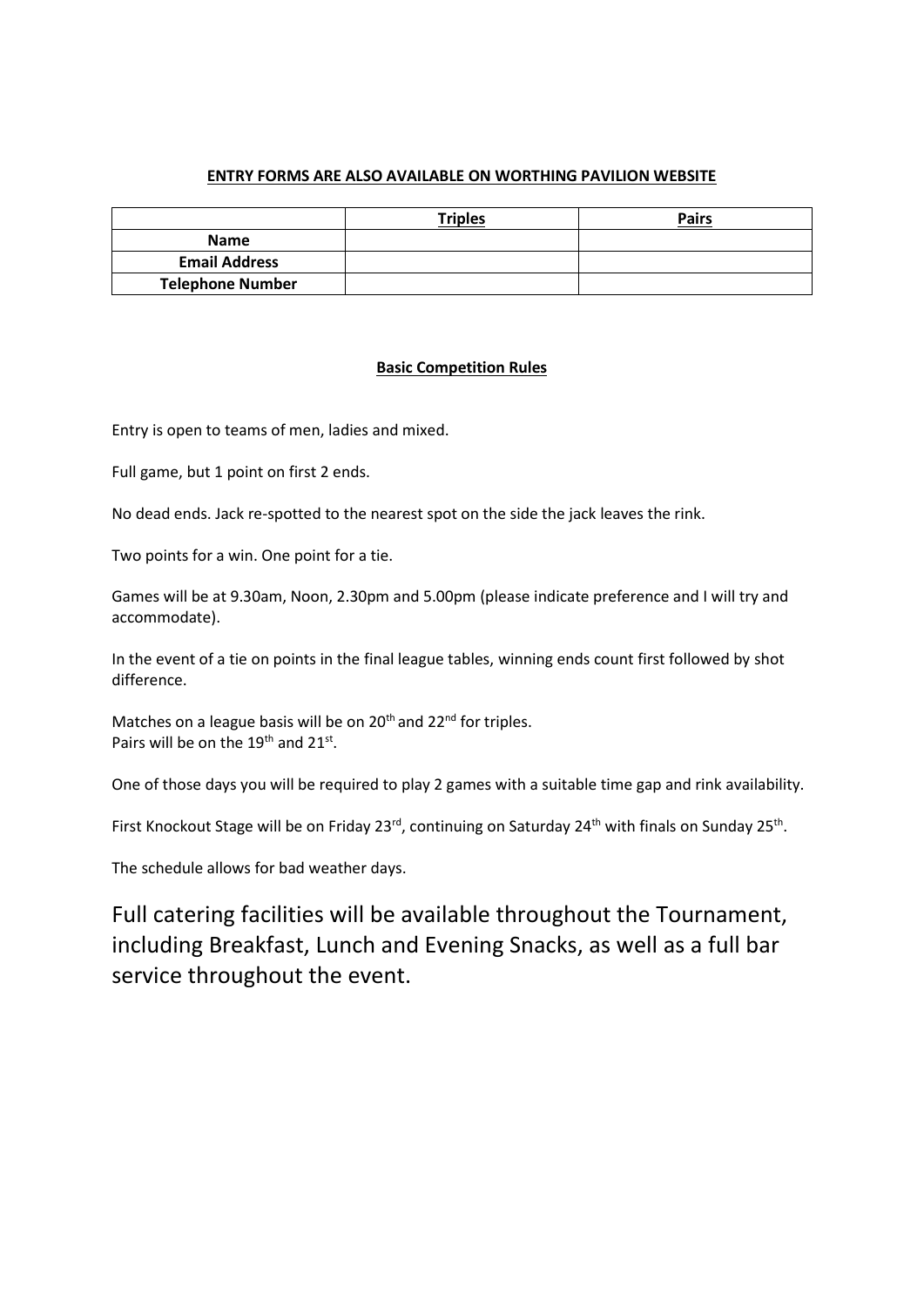**ENTRY FORMS ARE ALSO AVAILABLE ON WORTHING PAVILION WEBSITE**

| | **Triples** | **Pairs** |
|---|---|---|
| **Name** | | |
| **Email Address** | | |
| **Telephone Number** | | |

**Basic Competition Rules**

Entry is open to teams of men, ladies and mixed.

Full game, but 1 point on first 2 ends.

No dead ends. Jack re-spotted to the nearest spot on the side the jack leaves the rink.

Two points for a win. One point for a tie.

Games will be at 9.30am, Noon, 2.30pm and 5.00pm (please indicate preference and I will try and accommodate).

In the event of a tie on points in the final league tables, winning ends count first followed by shot difference.

Matches on a league basis will be on 20th and 22nd for triples.
Pairs will be on the 19th and 21st.

One of those days you will be required to play 2 games with a suitable time gap and rink availability.

First Knockout Stage will be on Friday 23rd, continuing on Saturday 24th with finals on Sunday 25th.

The schedule allows for bad weather days.

Full catering facilities will be available throughout the Tournament, including Breakfast, Lunch and Evening Snacks, as well as a full bar service throughout the event.